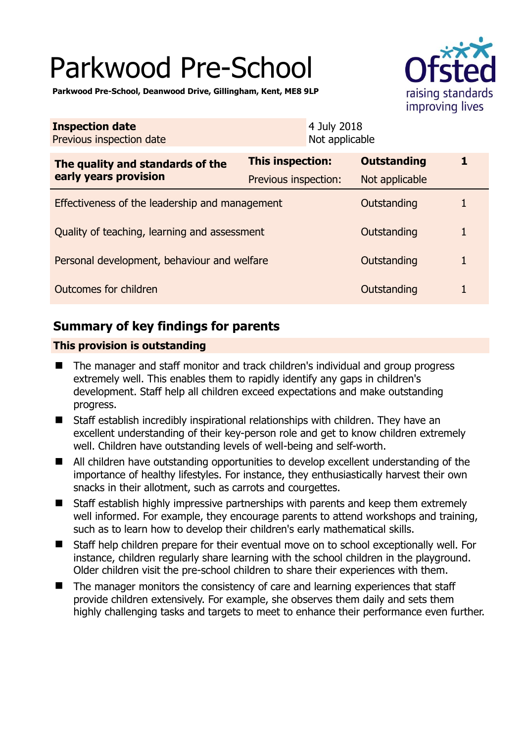# Parkwood Pre-School

**Parkwood Pre-School, Deanwood Drive, Gillingham, Kent, ME8 9LP**

| | |
|---|---|
| **Inspection date** | 4 July 2018 |
| Previous inspection date | Not applicable |

| The quality and standards of the early years provision | | | |
|---|---|---|---|
| **The quality and standards of the early years provision** | **This inspection:** | **Outstanding** | **1** |
| | Previous inspection: | Not applicable | |
| Effectiveness of the leadership and management | | Outstanding | 1 |
| Quality of teaching, learning and assessment | | Outstanding | 1 |
| Personal development, behaviour and welfare | | Outstanding | 1 |
| Outcomes for children | | Outstanding | 1 |

## Summary of key findings for parents

**This provision is outstanding**

- The manager and staff monitor and track children's individual and group progress extremely well. This enables them to rapidly identify any gaps in children's development. Staff help all children exceed expectations and make outstanding progress.
- Staff establish incredibly inspirational relationships with children. They have an excellent understanding of their key-person role and get to know children extremely well. Children have outstanding levels of well-being and self-worth.
- All children have outstanding opportunities to develop excellent understanding of the importance of healthy lifestyles. For instance, they enthusiastically harvest their own snacks in their allotment, such as carrots and courgettes.
- Staff establish highly impressive partnerships with parents and keep them extremely well informed. For example, they encourage parents to attend workshops and training, such as to learn how to develop their children's early mathematical skills.
- Staff help children prepare for their eventual move on to school exceptionally well. For instance, children regularly share learning with the school children in the playground. Older children visit the pre-school children to share their experiences with them.
- The manager monitors the consistency of care and learning experiences that staff provide children extensively. For example, she observes them daily and sets them highly challenging tasks and targets to meet to enhance their performance even further.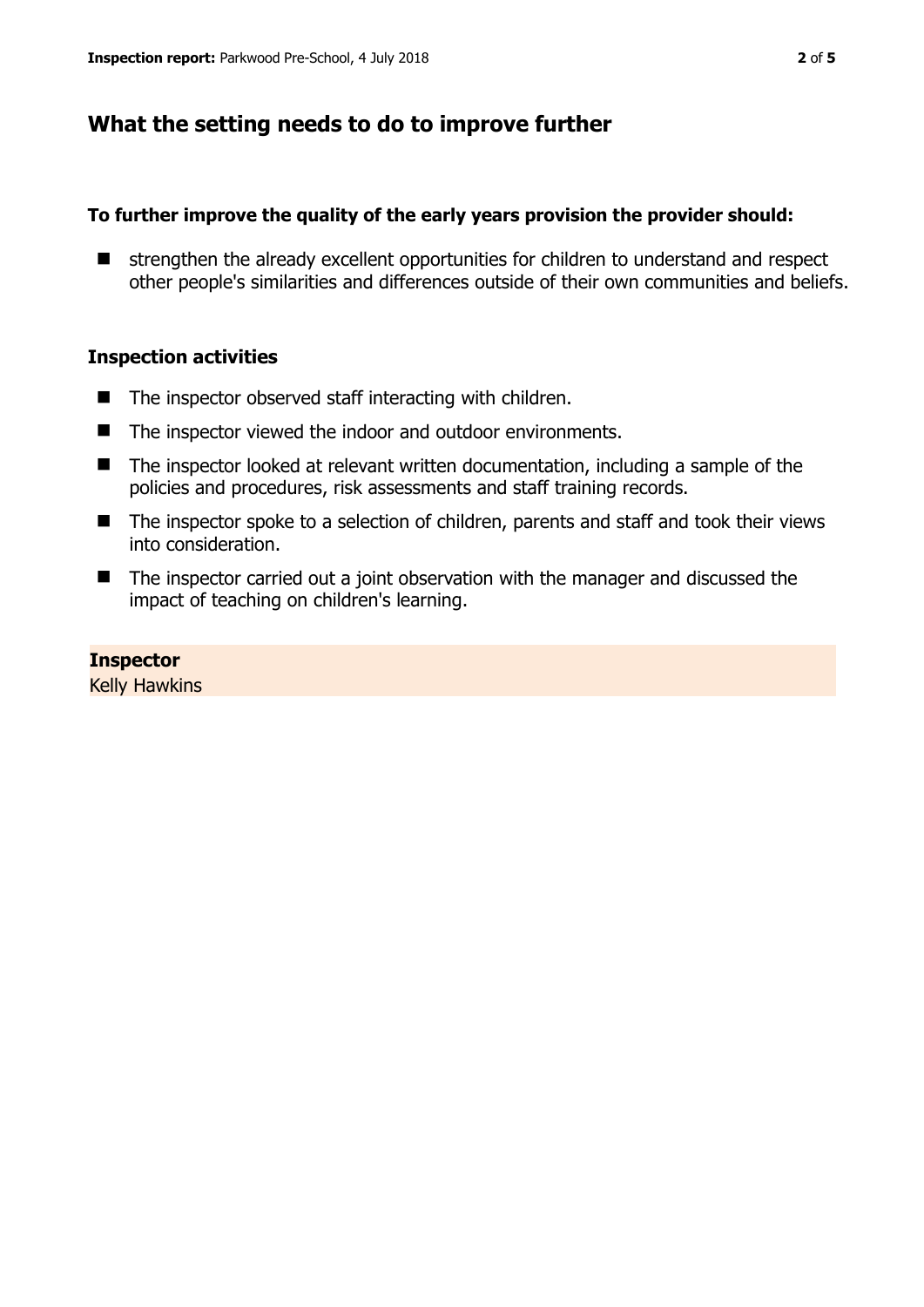## What the setting needs to do to improve further

**To further improve the quality of the early years provision the provider should:**

- strengthen the already excellent opportunities for children to understand and respect other people's similarities and differences outside of their own communities and beliefs.

### Inspection activities

- The inspector observed staff interacting with children.
- The inspector viewed the indoor and outdoor environments.
- The inspector looked at relevant written documentation, including a sample of the policies and procedures, risk assessments and staff training records.
- The inspector spoke to a selection of children, parents and staff and took their views into consideration.
- The inspector carried out a joint observation with the manager and discussed the impact of teaching on children's learning.

**Inspector**
Kelly Hawkins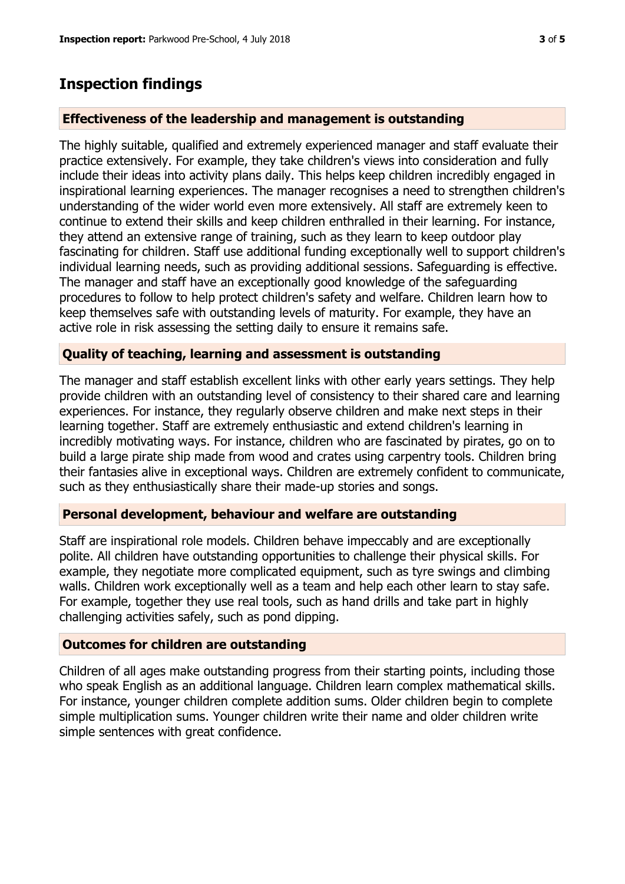## Inspection findings

### Effectiveness of the leadership and management is outstanding

The highly suitable, qualified and extremely experienced manager and staff evaluate their practice extensively. For example, they take children's views into consideration and fully include their ideas into activity plans daily. This helps keep children incredibly engaged in inspirational learning experiences. The manager recognises a need to strengthen children's understanding of the wider world even more extensively. All staff are extremely keen to continue to extend their skills and keep children enthralled in their learning. For instance, they attend an extensive range of training, such as they learn to keep outdoor play fascinating for children. Staff use additional funding exceptionally well to support children's individual learning needs, such as providing additional sessions. Safeguarding is effective. The manager and staff have an exceptionally good knowledge of the safeguarding procedures to follow to help protect children's safety and welfare. Children learn how to keep themselves safe with outstanding levels of maturity. For example, they have an active role in risk assessing the setting daily to ensure it remains safe.

### Quality of teaching, learning and assessment is outstanding

The manager and staff establish excellent links with other early years settings. They help provide children with an outstanding level of consistency to their shared care and learning experiences. For instance, they regularly observe children and make next steps in their learning together. Staff are extremely enthusiastic and extend children's learning in incredibly motivating ways. For instance, children who are fascinated by pirates, go on to build a large pirate ship made from wood and crates using carpentry tools. Children bring their fantasies alive in exceptional ways. Children are extremely confident to communicate, such as they enthusiastically share their made-up stories and songs.

### Personal development, behaviour and welfare are outstanding

Staff are inspirational role models. Children behave impeccably and are exceptionally polite. All children have outstanding opportunities to challenge their physical skills. For example, they negotiate more complicated equipment, such as tyre swings and climbing walls. Children work exceptionally well as a team and help each other learn to stay safe. For example, together they use real tools, such as hand drills and take part in highly challenging activities safely, such as pond dipping.

### Outcomes for children are outstanding

Children of all ages make outstanding progress from their starting points, including those who speak English as an additional language. Children learn complex mathematical skills. For instance, younger children complete addition sums. Older children begin to complete simple multiplication sums. Younger children write their name and older children write simple sentences with great confidence.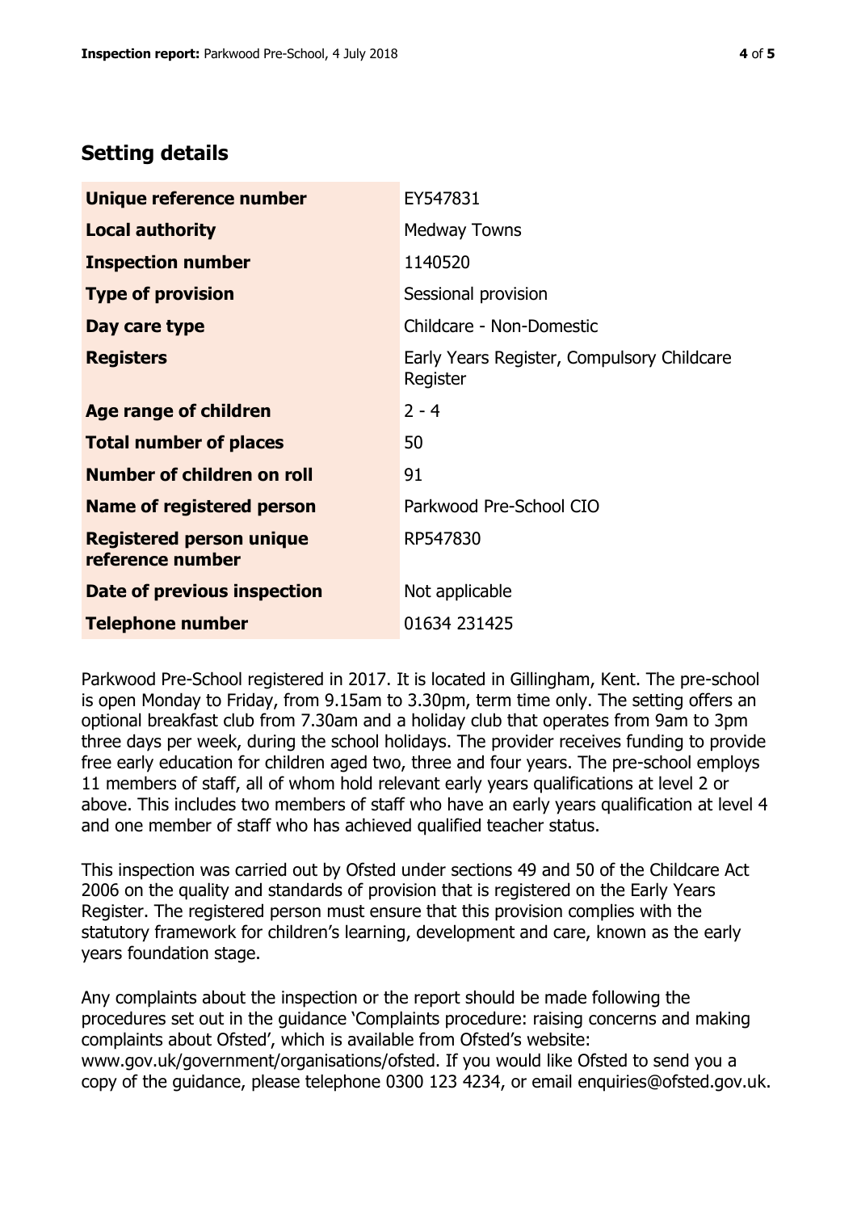## Setting details

| | |
|---|---|
| **Unique reference number** | EY547831 |
| **Local authority** | Medway Towns |
| **Inspection number** | 1140520 |
| **Type of provision** | Sessional provision |
| **Day care type** | Childcare - Non-Domestic |
| **Registers** | Early Years Register, Compulsory Childcare Register |
| **Age range of children** | 2 - 4 |
| **Total number of places** | 50 |
| **Number of children on roll** | 91 |
| **Name of registered person** | Parkwood Pre-School CIO |
| **Registered person unique reference number** | RP547830 |
| **Date of previous inspection** | Not applicable |
| **Telephone number** | 01634 231425 |

Parkwood Pre-School registered in 2017. It is located in Gillingham, Kent. The pre-school is open Monday to Friday, from 9.15am to 3.30pm, term time only. The setting offers an optional breakfast club from 7.30am and a holiday club that operates from 9am to 3pm three days per week, during the school holidays. The provider receives funding to provide free early education for children aged two, three and four years. The pre-school employs 11 members of staff, all of whom hold relevant early years qualifications at level 2 or above. This includes two members of staff who have an early years qualification at level 4 and one member of staff who has achieved qualified teacher status.

This inspection was carried out by Ofsted under sections 49 and 50 of the Childcare Act 2006 on the quality and standards of provision that is registered on the Early Years Register. The registered person must ensure that this provision complies with the statutory framework for children's learning, development and care, known as the early years foundation stage.

Any complaints about the inspection or the report should be made following the procedures set out in the guidance 'Complaints procedure: raising concerns and making complaints about Ofsted', which is available from Ofsted's website: www.gov.uk/government/organisations/ofsted. If you would like Ofsted to send you a copy of the guidance, please telephone 0300 123 4234, or email enquiries@ofsted.gov.uk.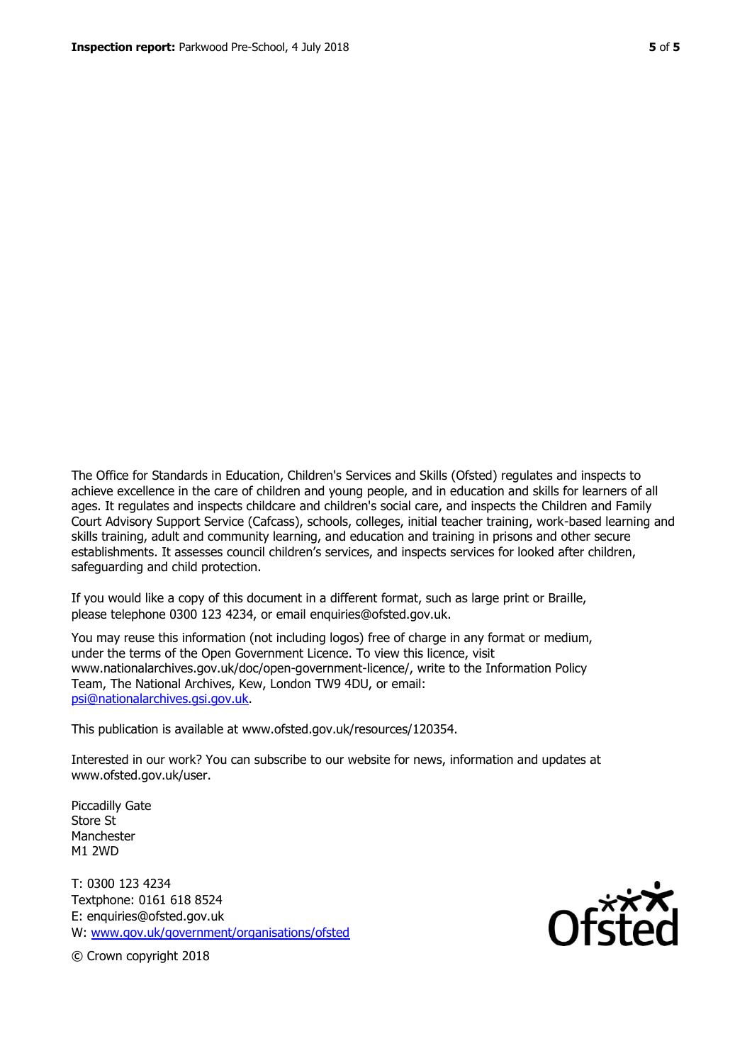The Office for Standards in Education, Children's Services and Skills (Ofsted) regulates and inspects to achieve excellence in the care of children and young people, and in education and skills for learners of all ages. It regulates and inspects childcare and children's social care, and inspects the Children and Family Court Advisory Support Service (Cafcass), schools, colleges, initial teacher training, work-based learning and skills training, adult and community learning, and education and training in prisons and other secure establishments. It assesses council children's services, and inspects services for looked after children, safeguarding and child protection.

If you would like a copy of this document in a different format, such as large print or Braille, please telephone 0300 123 4234, or email enquiries@ofsted.gov.uk.

You may reuse this information (not including logos) free of charge in any format or medium, under the terms of the Open Government Licence. To view this licence, visit www.nationalarchives.gov.uk/doc/open-government-licence/, write to the Information Policy Team, The National Archives, Kew, London TW9 4DU, or email: psi@nationalarchives.gsi.gov.uk.

This publication is available at www.ofsted.gov.uk/resources/120354.

Interested in our work? You can subscribe to our website for news, information and updates at www.ofsted.gov.uk/user.

Piccadilly Gate
Store St
Manchester
M1 2WD

T: 0300 123 4234
Textphone: 0161 618 8524
E: enquiries@ofsted.gov.uk
W: www.gov.uk/government/organisations/ofsted

© Crown copyright 2018